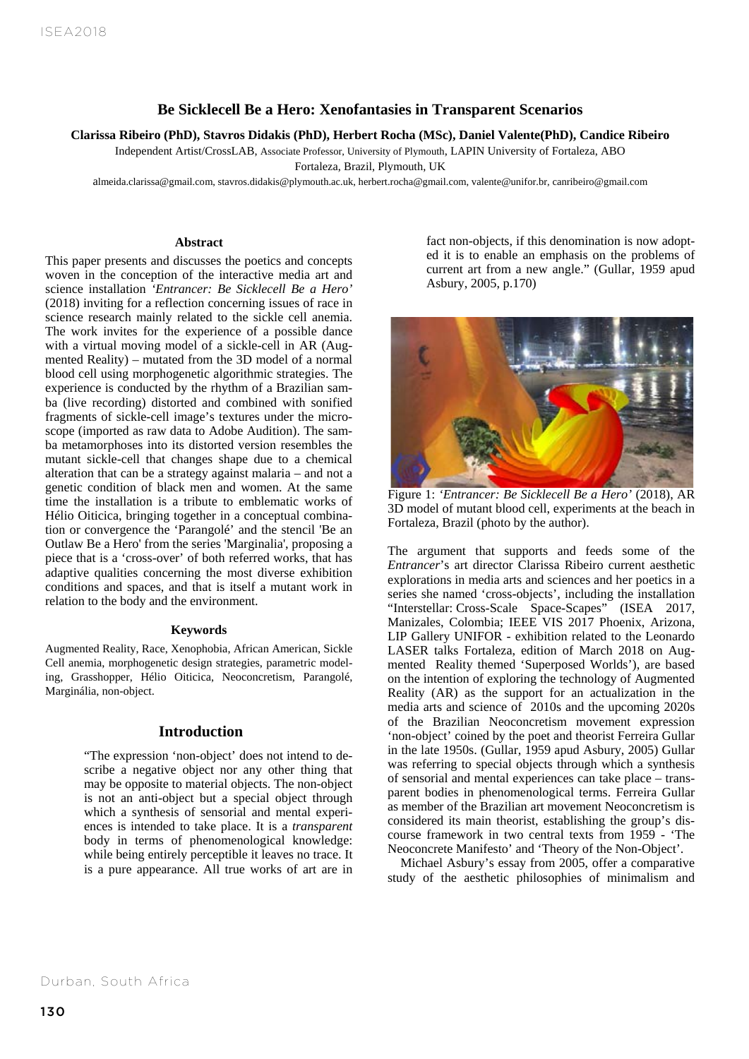# Be Sicklecell Be a Hero: Xenofantasies in Transparent Scenarios

**Clarissa Ribeiro (PhD), Stavros Didakis (PhD), Herbert Rocha (MSc), Daniel Valente(PhD), Candice Ribeiro**

Independent Artist/CrossLAB, Associate Professor, University of Plymouth, LAPIN University of Fortaleza, ABO

Fortaleza, Brazil, Plymouth, UK

almeida.clarissa@gmail.com, stavros.didakis@plymouth.ac.uk, herbert.rocha@gmail.com, valente@unifor.br, canribeiro@gmail.com

## Abstract

This paper presents and discusses the poetics and concepts woven in the conception of the interactive media art and science installation *'Entrancer: Be Sicklecell Be a Hero'* (2018) inviting for a reflection concerning issues of race in science research mainly related to the sickle cell anemia. The work invites for the experience of a possible dance with a virtual moving model of a sickle-cell in AR (Augmented Reality) – mutated from the 3D model of a normal blood cell using morphogenetic algorithmic strategies. The experience is conducted by the rhythm of a Brazilian samba (live recording) distorted and combined with sonified fragments of sickle-cell image's textures under the microscope (imported as raw data to Adobe Audition). The samba metamorphoses into its distorted version resembles the mutant sickle-cell that changes shape due to a chemical alteration that can be a strategy against malaria – and not a genetic condition of black men and women. At the same time the installation is a tribute to emblematic works of Hélio Oiticica, bringing together in a conceptual combination or convergence the 'Parangolé' and the stencil 'Be an Outlaw Be a Hero' from the series 'Marginalia', proposing a piece that is a 'cross-over' of both referred works, that has adaptive qualities concerning the most diverse exhibition conditions and spaces, and that is itself a mutant work in relation to the body and the environment.

### Keywords

Augmented Reality, Race, Xenophobia, African American, Sickle Cell anemia, morphogenetic design strategies, parametric modeling, Grasshopper, Hélio Oiticica, Neoconcretism, Parangolé, Marginália, non-object.

## Introduction

> "The expression 'non-object' does not intend to describe a negative object nor any other thing that may be opposite to material objects. The non-object is not an anti-object but a special object through which a synthesis of sensorial and mental experiences is intended to take place. It is a *transparent* body in terms of phenomenological knowledge: while being entirely perceptible it leaves no trace. It is a pure appearance. All true works of art are in fact non-objects, if this denomination is now adopted it is to enable an emphasis on the problems of current art from a new angle." (Gullar, 1959 apud Asbury, 2005, p.170)

Figure 1: *'Entrancer: Be Sicklecell Be a Hero'* (2018), AR 3D model of mutant blood cell, experiments at the beach in Fortaleza, Brazil (photo by the author).

The argument that supports and feeds some of the *Entrancer*'s art director Clarissa Ribeiro current aesthetic explorations in media arts and sciences and her poetics in a series she named 'cross-objects', including the installation "Interstellar: Cross-Scale Space-Scapes" (ISEA 2017, Manizales, Colombia; IEEE VIS 2017 Phoenix, Arizona, LIP Gallery UNIFOR - exhibition related to the Leonardo LASER talks Fortaleza, edition of March 2018 on Augmented Reality themed 'Superposed Worlds'), are based on the intention of exploring the technology of Augmented Reality (AR) as the support for an actualization in the media arts and science of 2010s and the upcoming 2020s of the Brazilian Neoconcretism movement expression 'non-object' coined by the poet and theorist Ferreira Gullar in the late 1950s. (Gullar, 1959 apud Asbury, 2005) Gullar was referring to special objects through which a synthesis of sensorial and mental experiences can take place – transparent bodies in phenomenological terms. Ferreira Gullar as member of the Brazilian art movement Neoconcretism is considered its main theorist, establishing the group's discourse framework in two central texts from 1959 - 'The Neoconcrete Manifesto' and 'Theory of the Non-Object'.

Michael Asbury's essay from 2005, offer a comparative study of the aesthetic philosophies of minimalism and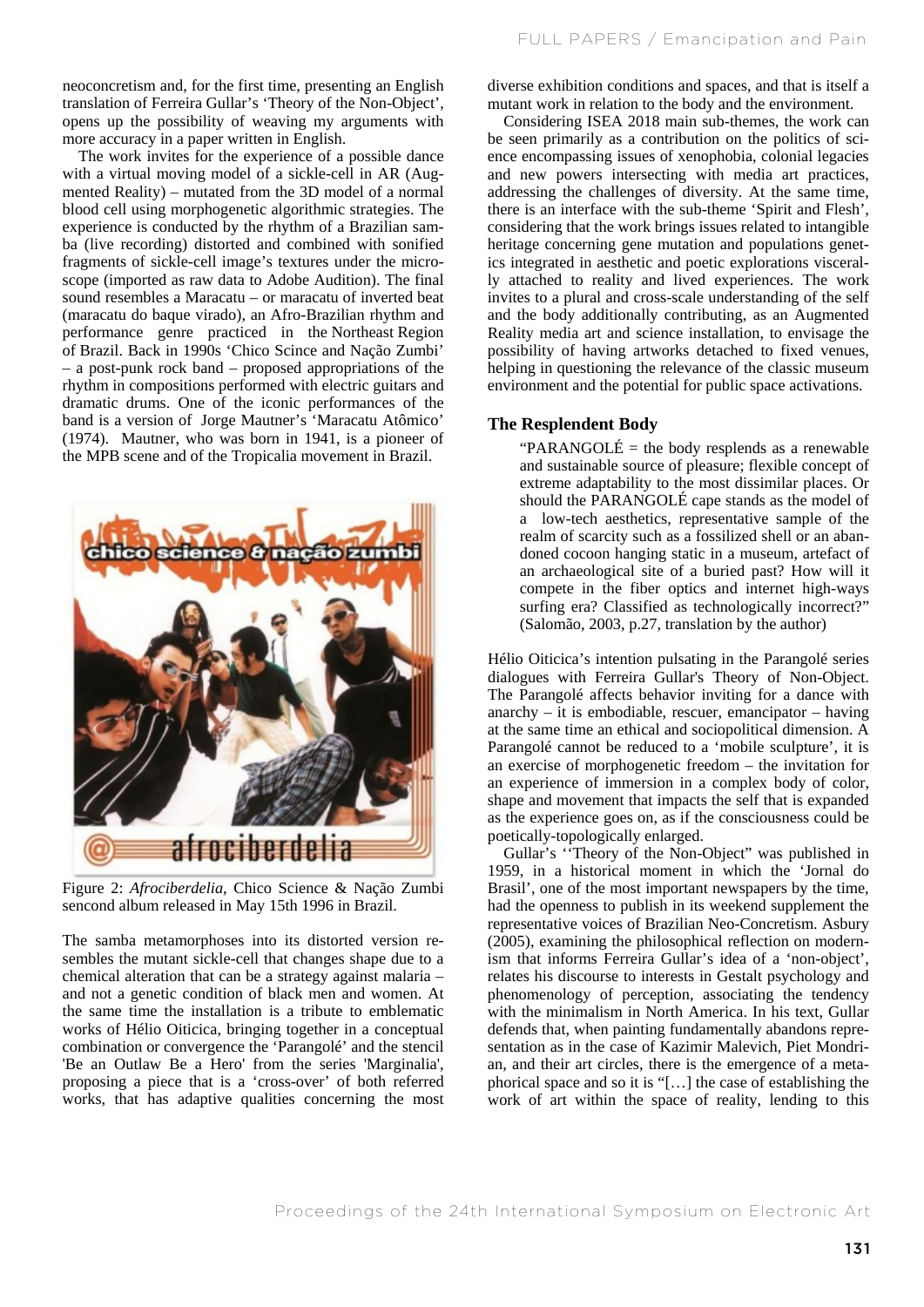neoconcretism and, for the first time, presenting an English translation of Ferreira Gullar's 'Theory of the Non-Object', opens up the possibility of weaving my arguments with more accuracy in a paper written in English.

The work invites for the experience of a possible dance with a virtual moving model of a sickle-cell in AR (Augmented Reality) – mutated from the 3D model of a normal blood cell using morphogenetic algorithmic strategies. The experience is conducted by the rhythm of a Brazilian samba (live recording) distorted and combined with sonified fragments of sickle-cell image's textures under the microscope (imported as raw data to Adobe Audition). The final sound resembles a Maracatu – or maracatu of inverted beat (maracatu do baque virado), an Afro-Brazilian rhythm and performance genre practiced in the Northeast Region of Brazil. Back in 1990s 'Chico Scince and Nação Zumbi' – a post-punk rock band – proposed appropriations of the rhythm in compositions performed with electric guitars and dramatic drums. One of the iconic performances of the band is a version of Jorge Mautner's 'Maracatu Atômico' (1974). Mautner, who was born in 1941, is a pioneer of the MPB scene and of the Tropicalia movement in Brazil.

Figure 2: *Afrociberdelia*, Chico Science & Nação Zumbi sencond album released in May 15th 1996 in Brazil.

The samba metamorphoses into its distorted version resembles the mutant sickle-cell that changes shape due to a chemical alteration that can be a strategy against malaria – and not a genetic condition of black men and women. At the same time the installation is a tribute to emblematic works of Hélio Oiticica, bringing together in a conceptual combination or convergence the 'Parangolé' and the stencil 'Be an Outlaw Be a Hero' from the series 'Marginalia', proposing a piece that is a 'cross-over' of both referred works, that has adaptive qualities concerning the most diverse exhibition conditions and spaces, and that is itself a mutant work in relation to the body and the environment.

Considering ISEA 2018 main sub-themes, the work can be seen primarily as a contribution on the politics of science encompassing issues of xenophobia, colonial legacies and new powers intersecting with media art practices, addressing the challenges of diversity. At the same time, there is an interface with the sub-theme 'Spirit and Flesh', considering that the work brings issues related to intangible heritage concerning gene mutation and populations genetics integrated in aesthetic and poetic explorations viscerally attached to reality and lived experiences. The work invites to a plural and cross-scale understanding of the self and the body additionally contributing, as an Augmented Reality media art and science installation, to envisage the possibility of having artworks detached to fixed venues, helping in questioning the relevance of the classic museum environment and the potential for public space activations.

## The Resplendent Body

> "PARANGOLÉ = the body resplends as a renewable and sustainable source of pleasure; flexible concept of extreme adaptability to the most dissimilar places. Or should the PARANGOLÉ cape stands as the model of a low-tech aesthetics, representative sample of the realm of scarcity such as a fossilized shell or an abandoned cocoon hanging static in a museum, artefact of an archaeological site of a buried past? How will it compete in the fiber optics and internet high-ways surfing era? Classified as technologically incorrect?" (Salomão, 2003, p.27, translation by the author)

Hélio Oiticica's intention pulsating in the Parangolé series dialogues with Ferreira Gullar's Theory of Non-Object. The Parangolé affects behavior inviting for a dance with anarchy – it is embodiable, rescuer, emancipator – having at the same time an ethical and sociopolitical dimension. A Parangolé cannot be reduced to a 'mobile sculpture', it is an exercise of morphogenetic freedom – the invitation for an experience of immersion in a complex body of color, shape and movement that impacts the self that is expanded as the experience goes on, as if the consciousness could be poetically-topologically enlarged.

Gullar's ''Theory of the Non-Object" was published in 1959, in a historical moment in which the 'Jornal do Brasil', one of the most important newspapers by the time, had the openness to publish in its weekend supplement the representative voices of Brazilian Neo-Concretism. Asbury (2005), examining the philosophical reflection on modernism that informs Ferreira Gullar's idea of a 'non-object', relates his discourse to interests in Gestalt psychology and phenomenology of perception, associating the tendency with the minimalism in North America. In his text, Gullar defends that, when painting fundamentally abandons representation as in the case of Kazimir Malevich, Piet Mondrian, and their art circles, there is the emergence of a metaphorical space and so it is "[…] the case of establishing the work of art within the space of reality, lending to this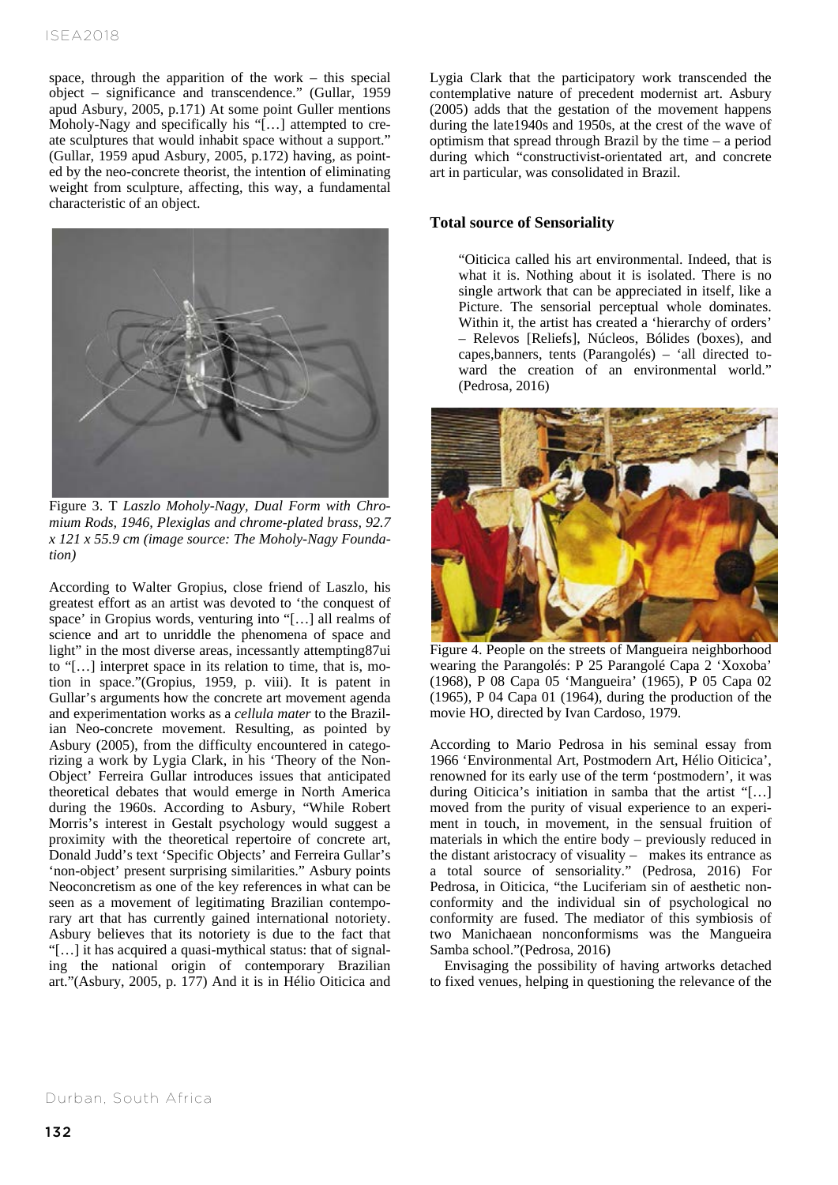space, through the apparition of the work – this special object – significance and transcendence." (Gullar, 1959 apud Asbury, 2005, p.171) At some point Guller mentions Moholy-Nagy and specifically his "[…] attempted to create sculptures that would inhabit space without a support." (Gullar, 1959 apud Asbury, 2005, p.172) having, as pointed by the neo-concrete theorist, the intention of eliminating weight from sculpture, affecting, this way, a fundamental characteristic of an object.

Figure 3. T *Laszlo Moholy-Nagy, Dual Form with Chromium Rods, 1946, Plexiglas and chrome-plated brass, 92.7 x 121 x 55.9 cm (image source: The Moholy-Nagy Foundation)*

According to Walter Gropius, close friend of Laszlo, his greatest effort as an artist was devoted to 'the conquest of space' in Gropius words, venturing into "[…] all realms of science and art to unriddle the phenomena of space and light" in the most diverse areas, incessantly attempting87ui to "[…] interpret space in its relation to time, that is, motion in space."(Gropius, 1959, p. viii). It is patent in Gullar's arguments how the concrete art movement agenda and experimentation works as a *cellula mater* to the Brazilian Neo-concrete movement. Resulting, as pointed by Asbury (2005), from the difficulty encountered in categorizing a work by Lygia Clark, in his 'Theory of the Non-Object' Ferreira Gullar introduces issues that anticipated theoretical debates that would emerge in North America during the 1960s. According to Asbury, "While Robert Morris's interest in Gestalt psychology would suggest a proximity with the theoretical repertoire of concrete art, Donald Judd's text 'Specific Objects' and Ferreira Gullar's 'non-object' present surprising similarities." Asbury points Neoconcretism as one of the key references in what can be seen as a movement of legitimating Brazilian contemporary art that has currently gained international notoriety. Asbury believes that its notoriety is due to the fact that "[…] it has acquired a quasi-mythical status: that of signaling the national origin of contemporary Brazilian art."(Asbury, 2005, p. 177) And it is in Hélio Oiticica and Lygia Clark that the participatory work transcended the contemplative nature of precedent modernist art. Asbury (2005) adds that the gestation of the movement happens during the late1940s and 1950s, at the crest of the wave of optimism that spread through Brazil by the time – a period during which "constructivist-orientated art, and concrete art in particular, was consolidated in Brazil.

### Total source of Sensoriality

> "Oiticica called his art environmental. Indeed, that is what it is. Nothing about it is isolated. There is no single artwork that can be appreciated in itself, like a Picture. The sensorial perceptual whole dominates. Within it, the artist has created a 'hierarchy of orders' – Relevos [Reliefs], Núcleos, Bólides (boxes), and capes,banners, tents (Parangolés) – 'all directed toward the creation of an environmental world." (Pedrosa, 2016)

Figure 4. People on the streets of Mangueira neighborhood wearing the Parangolés: P 25 Parangolé Capa 2 'Xoxoba' (1968), P 08 Capa 05 'Mangueira' (1965), P 05 Capa 02 (1965), P 04 Capa 01 (1964), during the production of the movie HO, directed by Ivan Cardoso, 1979.

According to Mario Pedrosa in his seminal essay from 1966 'Environmental Art, Postmodern Art, Hélio Oiticica', renowned for its early use of the term 'postmodern', it was during Oiticica's initiation in samba that the artist "[…] moved from the purity of visual experience to an experiment in touch, in movement, in the sensual fruition of materials in which the entire body – previously reduced in the distant aristocracy of visuality – makes its entrance as a total source of sensoriality." (Pedrosa, 2016) For Pedrosa, in Oiticica, "the Luciferiam sin of aesthetic nonconformity and the individual sin of psychological no conformity are fused. The mediator of this symbiosis of two Manichaean nonconformisms was the Mangueira Samba school."(Pedrosa, 2016)

Envisaging the possibility of having artworks detached to fixed venues, helping in questioning the relevance of the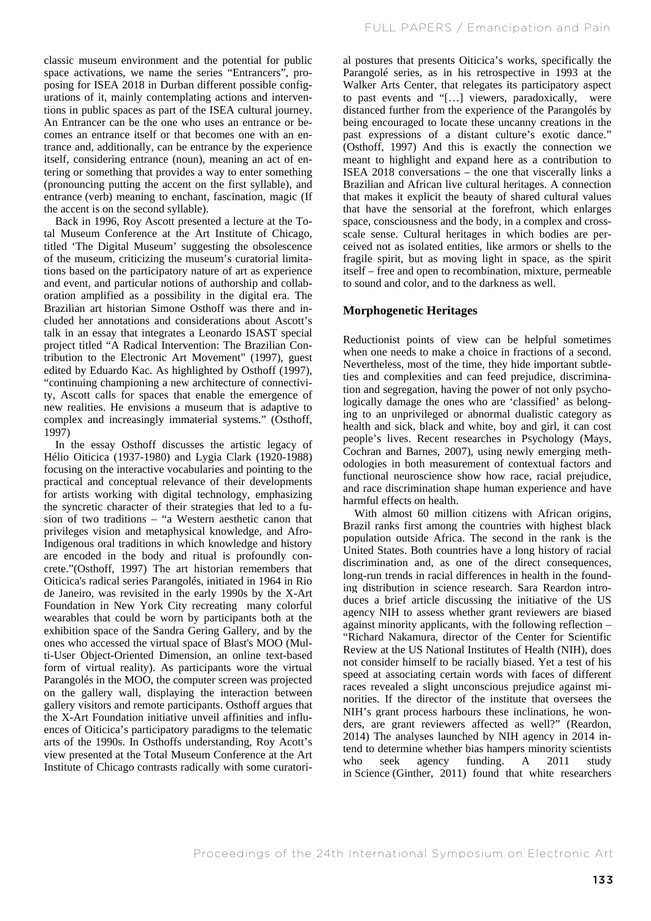classic museum environment and the potential for public space activations, we name the series "Entrancers", proposing for ISEA 2018 in Durban different possible configurations of it, mainly contemplating actions and interventions in public spaces as part of the ISEA cultural journey. An Entrancer can be the one who uses an entrance or becomes an entrance itself or that becomes one with an entrance and, additionally, can be entrance by the experience itself, considering entrance (noun), meaning an act of entering or something that provides a way to enter something (pronouncing putting the accent on the first syllable), and entrance (verb) meaning to enchant, fascination, magic (If the accent is on the second syllable).

Back in 1996, Roy Ascott presented a lecture at the Total Museum Conference at the Art Institute of Chicago, titled 'The Digital Museum' suggesting the obsolescence of the museum, criticizing the museum's curatorial limitations based on the participatory nature of art as experience and event, and particular notions of authorship and collaboration amplified as a possibility in the digital era. The Brazilian art historian Simone Osthoff was there and included her annotations and considerations about Ascott's talk in an essay that integrates a Leonardo ISAST special project titled "A Radical Intervention: The Brazilian Contribution to the Electronic Art Movement" (1997), guest edited by Eduardo Kac. As highlighted by Osthoff (1997), "continuing championing a new architecture of connectivity, Ascott calls for spaces that enable the emergence of new realities. He envisions a museum that is adaptive to complex and increasingly immaterial systems." (Osthoff, 1997)

In the essay Osthoff discusses the artistic legacy of Hélio Oiticica (1937-1980) and Lygia Clark (1920-1988) focusing on the interactive vocabularies and pointing to the practical and conceptual relevance of their developments for artists working with digital technology, emphasizing the syncretic character of their strategies that led to a fusion of two traditions – "a Western aesthetic canon that privileges vision and metaphysical knowledge, and Afro-Indigenous oral traditions in which knowledge and history are encoded in the body and ritual is profoundly concrete."(Osthoff, 1997) The art historian remembers that Oiticica's radical series Parangolés, initiated in 1964 in Rio de Janeiro, was revisited in the early 1990s by the X-Art Foundation in New York City recreating many colorful wearables that could be worn by participants both at the exhibition space of the Sandra Gering Gallery, and by the ones who accessed the virtual space of Blast's MOO (Multi-User Object-Oriented Dimension, an online text-based form of virtual reality). As participants wore the virtual Parangolés in the MOO, the computer screen was projected on the gallery wall, displaying the interaction between gallery visitors and remote participants. Osthoff argues that the X-Art Foundation initiative unveil affinities and influences of Oiticica's participatory paradigms to the telematic arts of the 1990s. In Osthoffs understanding, Roy Acott's view presented at the Total Museum Conference at the Art Institute of Chicago contrasts radically with some curatorial postures that presents Oiticica's works, specifically the Parangolé series, as in his retrospective in 1993 at the Walker Arts Center, that relegates its participatory aspect to past events and "[…] viewers, paradoxically, were distanced further from the experience of the Parangolés by being encouraged to locate these uncanny creations in the past expressions of a distant culture's exotic dance." (Osthoff, 1997) And this is exactly the connection we meant to highlight and expand here as a contribution to ISEA 2018 conversations – the one that viscerally links a Brazilian and African live cultural heritages. A connection that makes it explicit the beauty of shared cultural values that have the sensorial at the forefront, which enlarges space, consciousness and the body, in a complex and cross-scale sense. Cultural heritages in which bodies are perceived not as isolated entities, like armors or shells to the fragile spirit, but as moving light in space, as the spirit itself – free and open to recombination, mixture, permeable to sound and color, and to the darkness as well.

## Morphogenetic Heritages

Reductionist points of view can be helpful sometimes when one needs to make a choice in fractions of a second. Nevertheless, most of the time, they hide important subtleties and complexities and can feed prejudice, discrimination and segregation, having the power of not only psychologically damage the ones who are 'classified' as belonging to an unprivileged or abnormal dualistic category as health and sick, black and white, boy and girl, it can cost people's lives. Recent researches in Psychology (Mays, Cochran and Barnes, 2007), using newly emerging methodologies in both measurement of contextual factors and functional neuroscience show how race, racial prejudice, and race discrimination shape human experience and have harmful effects on health.

With almost 60 million citizens with African origins, Brazil ranks first among the countries with highest black population outside Africa. The second in the rank is the United States. Both countries have a long history of racial discrimination and, as one of the direct consequences, long-run trends in racial differences in health in the founding distribution in science research. Sara Reardon introduces a brief article discussing the initiative of the US agency NIH to assess whether grant reviewers are biased against minority applicants, with the following reflection – "Richard Nakamura, director of the Center for Scientific Review at the US National Institutes of Health (NIH), does not consider himself to be racially biased. Yet a test of his speed at associating certain words with faces of different races revealed a slight unconscious prejudice against minorities. If the director of the institute that oversees the NIH's grant process harbours these inclinations, he wonders, are grant reviewers affected as well?" (Reardon, 2014) The analyses launched by NIH agency in 2014 intend to determine whether bias hampers minority scientists who seek agency funding. A 2011 study in Science (Ginther, 2011) found that white researchers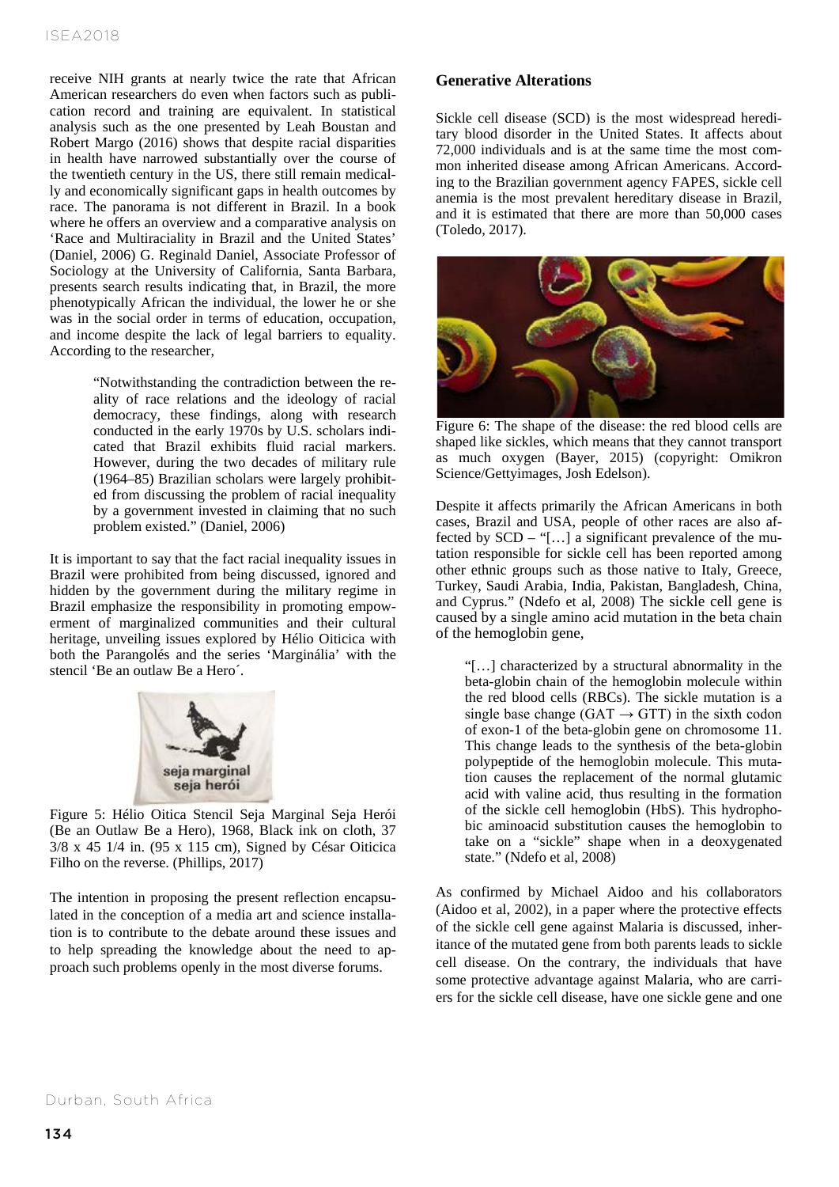receive NIH grants at nearly twice the rate that African American researchers do even when factors such as publication record and training are equivalent. In statistical analysis such as the one presented by Leah Boustan and Robert Margo (2016) shows that despite racial disparities in health have narrowed substantially over the course of the twentieth century in the US, there still remain medically and economically significant gaps in health outcomes by race. The panorama is not different in Brazil. In a book where he offers an overview and a comparative analysis on 'Race and Multiraciality in Brazil and the United States' (Daniel, 2006) G. Reginald Daniel, Associate Professor of Sociology at the University of California, Santa Barbara, presents search results indicating that, in Brazil, the more phenotypically African the individual, the lower he or she was in the social order in terms of education, occupation, and income despite the lack of legal barriers to equality. According to the researcher,

> "Notwithstanding the contradiction between the reality of race relations and the ideology of racial democracy, these findings, along with research conducted in the early 1970s by U.S. scholars indicated that Brazil exhibits fluid racial markers. However, during the two decades of military rule (1964–85) Brazilian scholars were largely prohibited from discussing the problem of racial inequality by a government invested in claiming that no such problem existed." (Daniel, 2006)

It is important to say that the fact racial inequality issues in Brazil were prohibited from being discussed, ignored and hidden by the government during the military regime in Brazil emphasize the responsibility in promoting empowerment of marginalized communities and their cultural heritage, unveiling issues explored by Hélio Oiticica with both the Parangolés and the series 'Marginália' with the stencil 'Be an outlaw Be a Hero´.

Figure 5: Hélio Oitica Stencil Seja Marginal Seja Herói (Be an Outlaw Be a Hero), 1968, Black ink on cloth, 37 3/8 x 45 1/4 in. (95 x 115 cm), Signed by César Oiticica Filho on the reverse. (Phillips, 2017)

The intention in proposing the present reflection encapsulated in the conception of a media art and science installation is to contribute to the debate around these issues and to help spreading the knowledge about the need to approach such problems openly in the most diverse forums.

## Generative Alterations

Sickle cell disease (SCD) is the most widespread hereditary blood disorder in the United States. It affects about 72,000 individuals and is at the same time the most common inherited disease among African Americans. According to the Brazilian government agency FAPES, sickle cell anemia is the most prevalent hereditary disease in Brazil, and it is estimated that there are more than 50,000 cases (Toledo, 2017).

Figure 6: The shape of the disease: the red blood cells are shaped like sickles, which means that they cannot transport as much oxygen (Bayer, 2015) (copyright: Omikron Science/Gettyimages, Josh Edelson).

Despite it affects primarily the African Americans in both cases, Brazil and USA, people of other races are also affected by SCD – "[…] a significant prevalence of the mutation responsible for sickle cell has been reported among other ethnic groups such as those native to Italy, Greece, Turkey, Saudi Arabia, India, Pakistan, Bangladesh, China, and Cyprus." (Ndefo et al, 2008) The sickle cell gene is caused by a single amino acid mutation in the beta chain of the hemoglobin gene,

> "[…] characterized by a structural abnormality in the beta-globin chain of the hemoglobin molecule within the red blood cells (RBCs). The sickle mutation is a single base change (GAT → GTT) in the sixth codon of exon-1 of the beta-globin gene on chromosome 11. This change leads to the synthesis of the beta-globin polypeptide of the hemoglobin molecule. This mutation causes the replacement of the normal glutamic acid with valine acid, thus resulting in the formation of the sickle cell hemoglobin (HbS). This hydrophobic aminoacid substitution causes the hemoglobin to take on a "sickle" shape when in a deoxygenated state." (Ndefo et al, 2008)

As confirmed by Michael Aidoo and his collaborators (Aidoo et al, 2002), in a paper where the protective effects of the sickle cell gene against Malaria is discussed, inheritance of the mutated gene from both parents leads to sickle cell disease. On the contrary, the individuals that have some protective advantage against Malaria, who are carriers for the sickle cell disease, have one sickle gene and one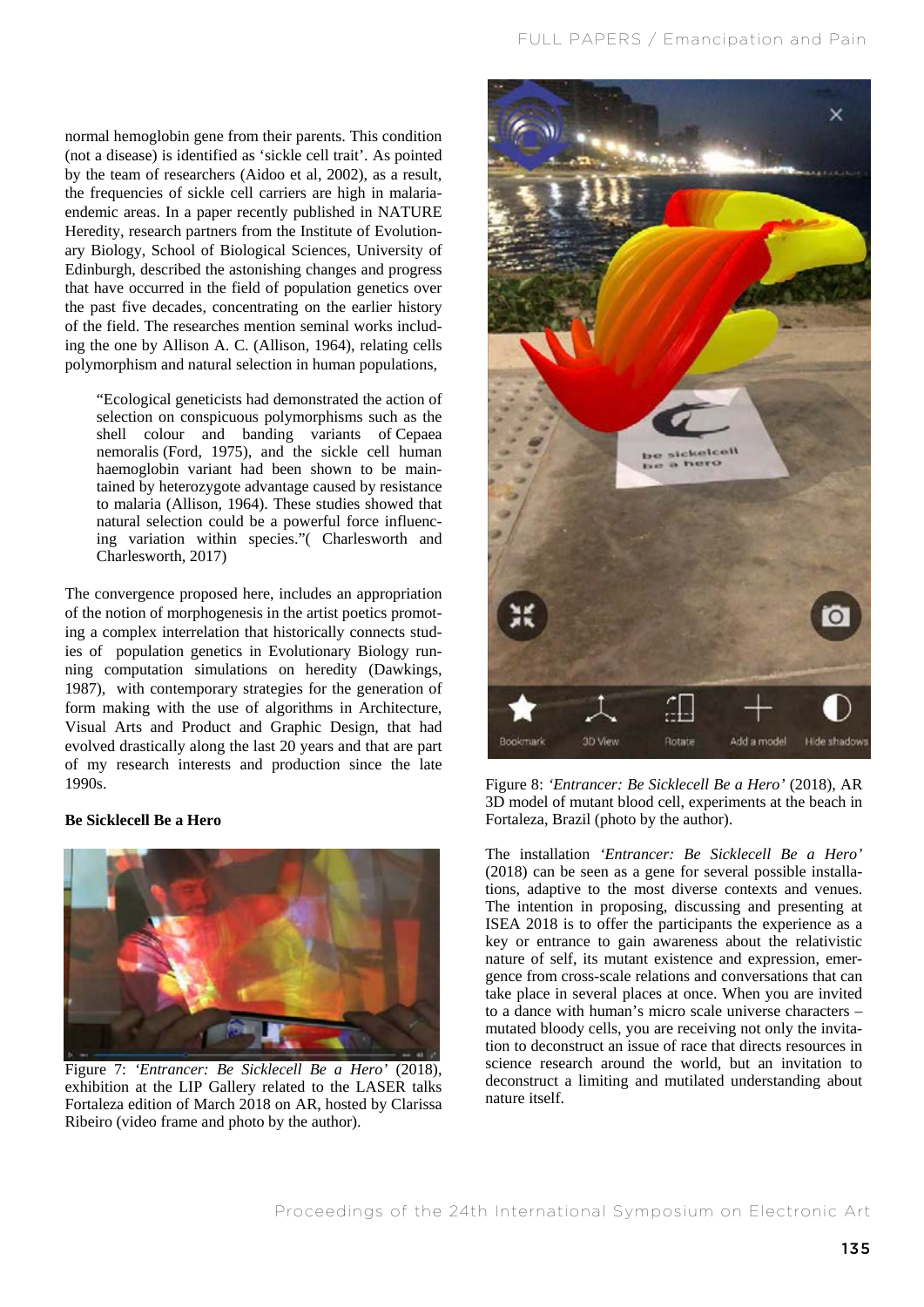normal hemoglobin gene from their parents. This condition (not a disease) is identified as 'sickle cell trait'. As pointed by the team of researchers (Aidoo et al, 2002), as a result, the frequencies of sickle cell carriers are high in malaria-endemic areas. In a paper recently published in NATURE Heredity, research partners from the Institute of Evolutionary Biology, School of Biological Sciences, University of Edinburgh, described the astonishing changes and progress that have occurred in the field of population genetics over the past five decades, concentrating on the earlier history of the field. The researches mention seminal works including the one by Allison A. C. (Allison, 1964), relating cells polymorphism and natural selection in human populations,

> "Ecological geneticists had demonstrated the action of selection on conspicuous polymorphisms such as the shell colour and banding variants of Cepaea nemoralis (Ford, 1975), and the sickle cell human haemoglobin variant had been shown to be maintained by heterozygote advantage caused by resistance to malaria (Allison, 1964). These studies showed that natural selection could be a powerful force influencing variation within species."( Charlesworth and Charlesworth, 2017)

The convergence proposed here, includes an appropriation of the notion of morphogenesis in the artist poetics promoting a complex interrelation that historically connects studies of population genetics in Evolutionary Biology running computation simulations on heredity (Dawkings, 1987), with contemporary strategies for the generation of form making with the use of algorithms in Architecture, Visual Arts and Product and Graphic Design, that had evolved drastically along the last 20 years and that are part of my research interests and production since the late 1990s.

**Be Sicklecell Be a Hero**

Figure 7: *'Entrancer: Be Sicklecell Be a Hero'* (2018), exhibition at the LIP Gallery related to the LASER talks Fortaleza edition of March 2018 on AR, hosted by Clarissa Ribeiro (video frame and photo by the author).

Figure 8: *'Entrancer: Be Sicklecell Be a Hero'* (2018), AR 3D model of mutant blood cell, experiments at the beach in Fortaleza, Brazil (photo by the author).

The installation *'Entrancer: Be Sicklecell Be a Hero'* (2018) can be seen as a gene for several possible installations, adaptive to the most diverse contexts and venues. The intention in proposing, discussing and presenting at ISEA 2018 is to offer the participants the experience as a key or entrance to gain awareness about the relativistic nature of self, its mutant existence and expression, emergence from cross-scale relations and conversations that can take place in several places at once. When you are invited to a dance with human's micro scale universe characters – mutated bloody cells, you are receiving not only the invitation to deconstruct an issue of race that directs resources in science research around the world, but an invitation to deconstruct a limiting and mutilated understanding about nature itself.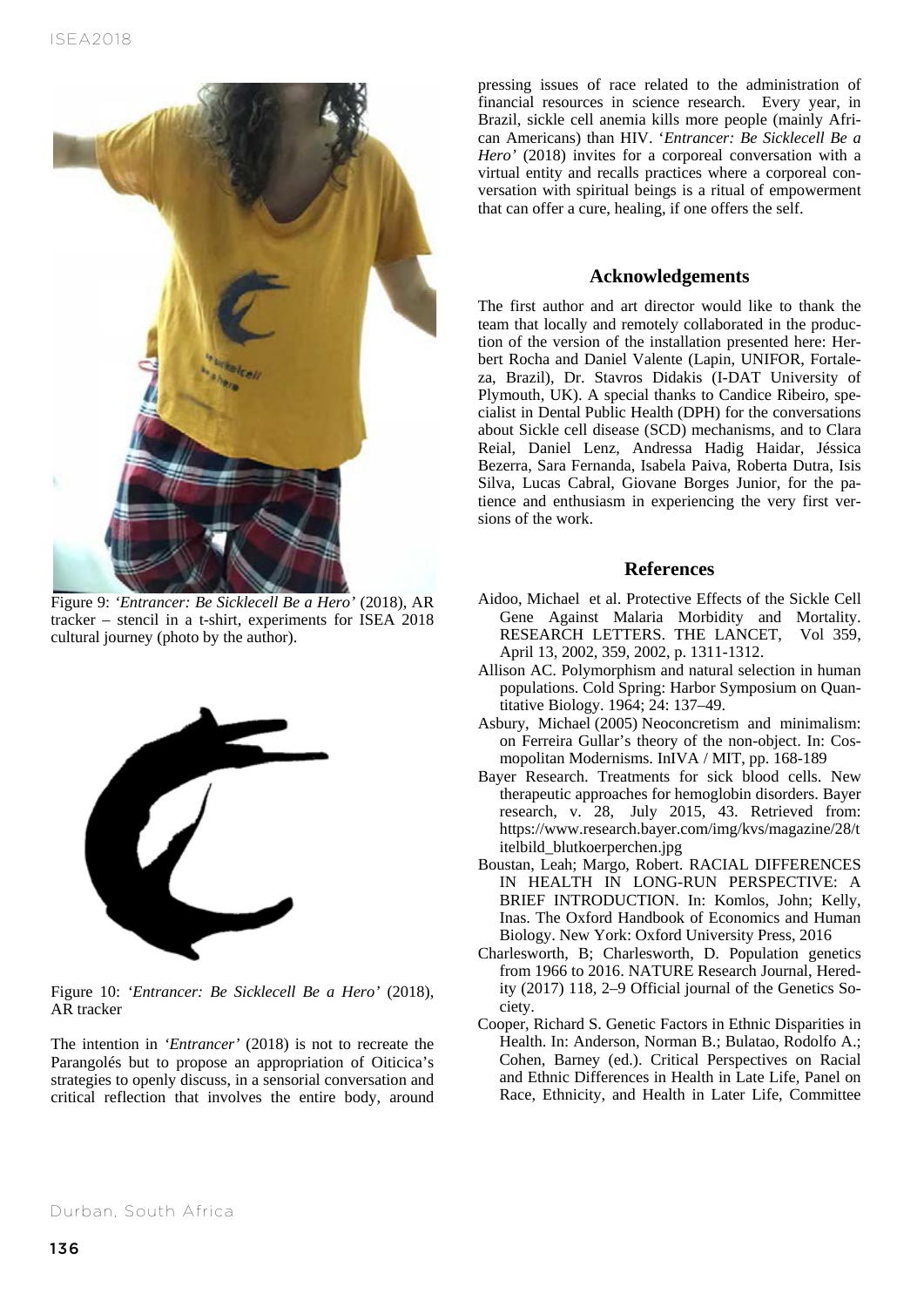Figure 9: *'Entrancer: Be Sicklecell Be a Hero'* (2018), AR tracker – stencil in a t-shirt, experiments for ISEA 2018 cultural journey (photo by the author).

Figure 10: *'Entrancer: Be Sicklecell Be a Hero'* (2018), AR tracker

The intention in *'Entrancer'* (2018) is not to recreate the Parangolés but to propose an appropriation of Oiticica's strategies to openly discuss, in a sensorial conversation and critical reflection that involves the entire body, around pressing issues of race related to the administration of financial resources in science research. Every year, in Brazil, sickle cell anemia kills more people (mainly African Americans) than HIV. *'Entrancer: Be Sicklecell Be a Hero'* (2018) invites for a corporeal conversation with a virtual entity and recalls practices where a corporeal conversation with spiritual beings is a ritual of empowerment that can offer a cure, healing, if one offers the self.

## Acknowledgements

The first author and art director would like to thank the team that locally and remotely collaborated in the production of the version of the installation presented here: Herbert Rocha and Daniel Valente (Lapin, UNIFOR, Fortaleza, Brazil), Dr. Stavros Didakis (I-DAT University of Plymouth, UK). A special thanks to Candice Ribeiro, specialist in Dental Public Health (DPH) for the conversations about Sickle cell disease (SCD) mechanisms, and to Clara Reial, Daniel Lenz, Andressa Hadig Haidar, Jéssica Bezerra, Sara Fernanda, Isabela Paiva, Roberta Dutra, Isis Silva, Lucas Cabral, Giovane Borges Junior, for the patience and enthusiasm in experiencing the very first versions of the work.

## References

Aidoo, Michael et al. Protective Effects of the Sickle Cell Gene Against Malaria Morbidity and Mortality. RESEARCH LETTERS. THE LANCET, Vol 359, April 13, 2002, 359, 2002, p. 1311-1312.

Allison AC. Polymorphism and natural selection in human populations. Cold Spring: Harbor Symposium on Quantitative Biology. 1964; 24: 137–49.

Asbury, Michael (2005) Neoconcretism and minimalism: on Ferreira Gullar's theory of the non-object. In: Cosmopolitan Modernisms. InIVA / MIT, pp. 168-189

Bayer Research. Treatments for sick blood cells. New therapeutic approaches for hemoglobin disorders. Bayer research, v. 28, July 2015, 43. Retrieved from: https://www.research.bayer.com/img/kvs/magazine/28/titelbild_blutkoerperchen.jpg

Boustan, Leah; Margo, Robert. RACIAL DIFFERENCES IN HEALTH IN LONG-RUN PERSPECTIVE: A BRIEF INTRODUCTION. In: Komlos, John; Kelly, Inas. The Oxford Handbook of Economics and Human Biology. New York: Oxford University Press, 2016

Charlesworth, B; Charlesworth, D. Population genetics from 1966 to 2016. NATURE Research Journal, Heredity (2017) 118, 2–9 Official journal of the Genetics Society.

Cooper, Richard S. Genetic Factors in Ethnic Disparities in Health. In: Anderson, Norman B.; Bulatao, Rodolfo A.; Cohen, Barney (ed.). Critical Perspectives on Racial and Ethnic Differences in Health in Late Life, Panel on Race, Ethnicity, and Health in Later Life, Committee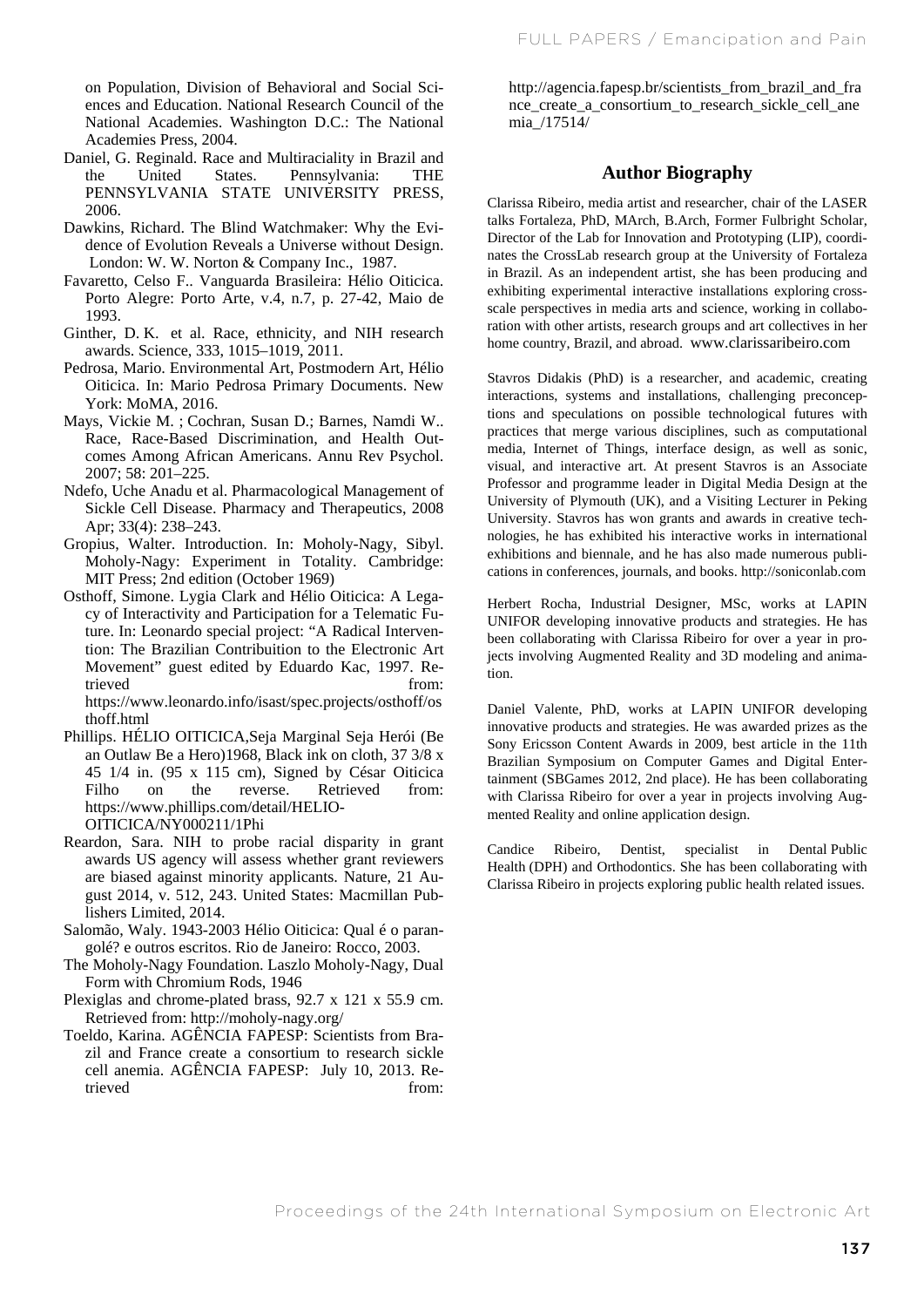on Population, Division of Behavioral and Social Sciences and Education. National Research Council of the National Academies. Washington D.C.: The National Academies Press, 2004.

Daniel, G. Reginald. Race and Multiraciality in Brazil and the United States. Pennsylvania: THE PENNSYLVANIA STATE UNIVERSITY PRESS, 2006.

Dawkins, Richard. The Blind Watchmaker: Why the Evidence of Evolution Reveals a Universe without Design. London: W. W. Norton & Company Inc., 1987.

Favaretto, Celso F.. Vanguarda Brasileira: Hélio Oiticica. Porto Alegre: Porto Arte, v.4, n.7, p. 27-42, Maio de 1993.

Ginther, D. K. et al. Race, ethnicity, and NIH research awards. Science, 333, 1015–1019, 2011.

Pedrosa, Mario. Environmental Art, Postmodern Art, Hélio Oiticica. In: Mario Pedrosa Primary Documents. New York: MoMA, 2016.

Mays, Vickie M. ; Cochran, Susan D.; Barnes, Namdi W.. Race, Race-Based Discrimination, and Health Outcomes Among African Americans. Annu Rev Psychol. 2007; 58: 201–225.

Ndefo, Uche Anadu et al. Pharmacological Management of Sickle Cell Disease. Pharmacy and Therapeutics, 2008 Apr; 33(4): 238–243.

Gropius, Walter. Introduction. In: Moholy-Nagy, Sibyl. Moholy-Nagy: Experiment in Totality. Cambridge: MIT Press; 2nd edition (October 1969)

Osthoff, Simone. Lygia Clark and Hélio Oiticica: A Legacy of Interactivity and Participation for a Telematic Future. In: Leonardo special project: "A Radical Intervention: The Brazilian Contribuition to the Electronic Art Movement" guest edited by Eduardo Kac, 1997. Retrieved from: https://www.leonardo.info/isast/spec.projects/osthoff/osthoff.html

Phillips. HÉLIO OITICICA,Seja Marginal Seja Herói (Be an Outlaw Be a Hero)1968, Black ink on cloth, 37 3/8 x 45 1/4 in. (95 x 115 cm), Signed by César Oiticica Filho on the reverse. Retrieved from: https://www.phillips.com/detail/HELIO-OITICICA/NY000211/1Phi

Reardon, Sara. NIH to probe racial disparity in grant awards US agency will assess whether grant reviewers are biased against minority applicants. Nature, 21 August 2014, v. 512, 243. United States: Macmillan Publishers Limited, 2014.

Salomão, Waly. 1943-2003 Hélio Oiticica: Qual é o parangolé? e outros escritos. Rio de Janeiro: Rocco, 2003.

The Moholy-Nagy Foundation. Laszlo Moholy-Nagy, Dual Form with Chromium Rods, 1946

Plexiglas and chrome-plated brass, 92.7 x 121 x 55.9 cm. Retrieved from: http://moholy-nagy.org/

Toeldo, Karina. AGÊNCIA FAPESP: Scientists from Brazil and France create a consortium to research sickle cell anemia. AGÊNCIA FAPESP: July 10, 2013. Retrieved from: http://agencia.fapesp.br/scientists_from_brazil_and_france_create_a_consortium_to_research_sickle_cell_anemia_/17514/

## Author Biography

Clarissa Ribeiro, media artist and researcher, chair of the LASER talks Fortaleza, PhD, MArch, B.Arch, Former Fulbright Scholar, Director of the Lab for Innovation and Prototyping (LIP), coordinates the CrossLab research group at the University of Fortaleza in Brazil. As an independent artist, she has been producing and exhibiting experimental interactive installations exploring cross-scale perspectives in media arts and science, working in collaboration with other artists, research groups and art collectives in her home country, Brazil, and abroad. www.clarissaribeiro.com

Stavros Didakis (PhD) is a researcher, and academic, creating interactions, systems and installations, challenging preconceptions and speculations on possible technological futures with practices that merge various disciplines, such as computational media, Internet of Things, interface design, as well as sonic, visual, and interactive art. At present Stavros is an Associate Professor and programme leader in Digital Media Design at the University of Plymouth (UK), and a Visiting Lecturer in Peking University. Stavros has won grants and awards in creative technologies, he has exhibited his interactive works in international exhibitions and biennale, and he has also made numerous publications in conferences, journals, and books. http://soniconlab.com

Herbert Rocha, Industrial Designer, MSc, works at LAPIN UNIFOR developing innovative products and strategies. He has been collaborating with Clarissa Ribeiro for over a year in projects involving Augmented Reality and 3D modeling and animation.

Daniel Valente, PhD, works at LAPIN UNIFOR developing innovative products and strategies. He was awarded prizes as the Sony Ericsson Content Awards in 2009, best article in the 11th Brazilian Symposium on Computer Games and Digital Entertainment (SBGames 2012, 2nd place). He has been collaborating with Clarissa Ribeiro for over a year in projects involving Augmented Reality and online application design.

Candice Ribeiro, Dentist, specialist in Dental Public Health (DPH) and Orthodontics. She has been collaborating with Clarissa Ribeiro in projects exploring public health related issues.